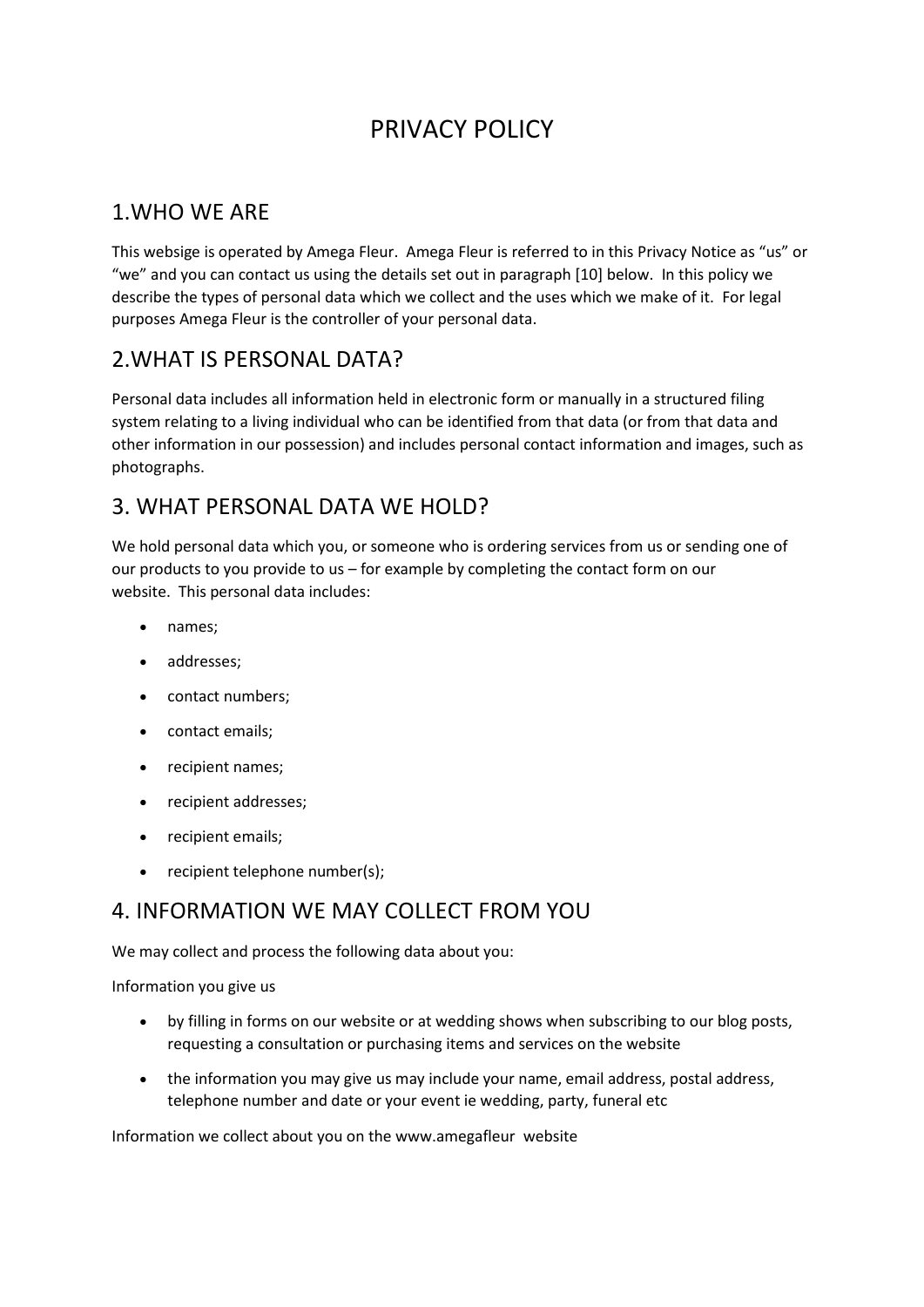# PRIVACY POLICY

## 1.WHO WE ARE

This websige is operated by Amega Fleur. Amega Fleur is referred to in this Privacy Notice as "us" or "we" and you can contact us using the details set out in paragraph [10] below. In this policy we describe the types of personal data which we collect and the uses which we make of it. For legal purposes Amega Fleur is the controller of your personal data.

## 2.WHAT IS PERSONAL DATA?

Personal data includes all information held in electronic form or manually in a structured filing system relating to a living individual who can be identified from that data (or from that data and other information in our possession) and includes personal contact information and images, such as photographs.

## 3. WHAT PERSONAL DATA WE HOLD?

We hold personal data which you, or someone who is ordering services from us or sending one of our products to you provide to us – for example by completing the contact form on our website. This personal data includes:

- names;
- addresses;
- contact numbers;
- contact emails;
- recipient names;
- recipient addresses;
- recipient emails;
- recipient telephone number(s);

## 4. INFORMATION WE MAY COLLECT FROM YOU

We may collect and process the following data about you:

Information you give us

- by filling in forms on our website or at wedding shows when subscribing to our blog posts, requesting a consultation or purchasing items and services on the website
- the information you may give us may include your name, email address, postal address, telephone number and date or your event ie wedding, party, funeral etc

Information we collect about you on the www.amegafleur website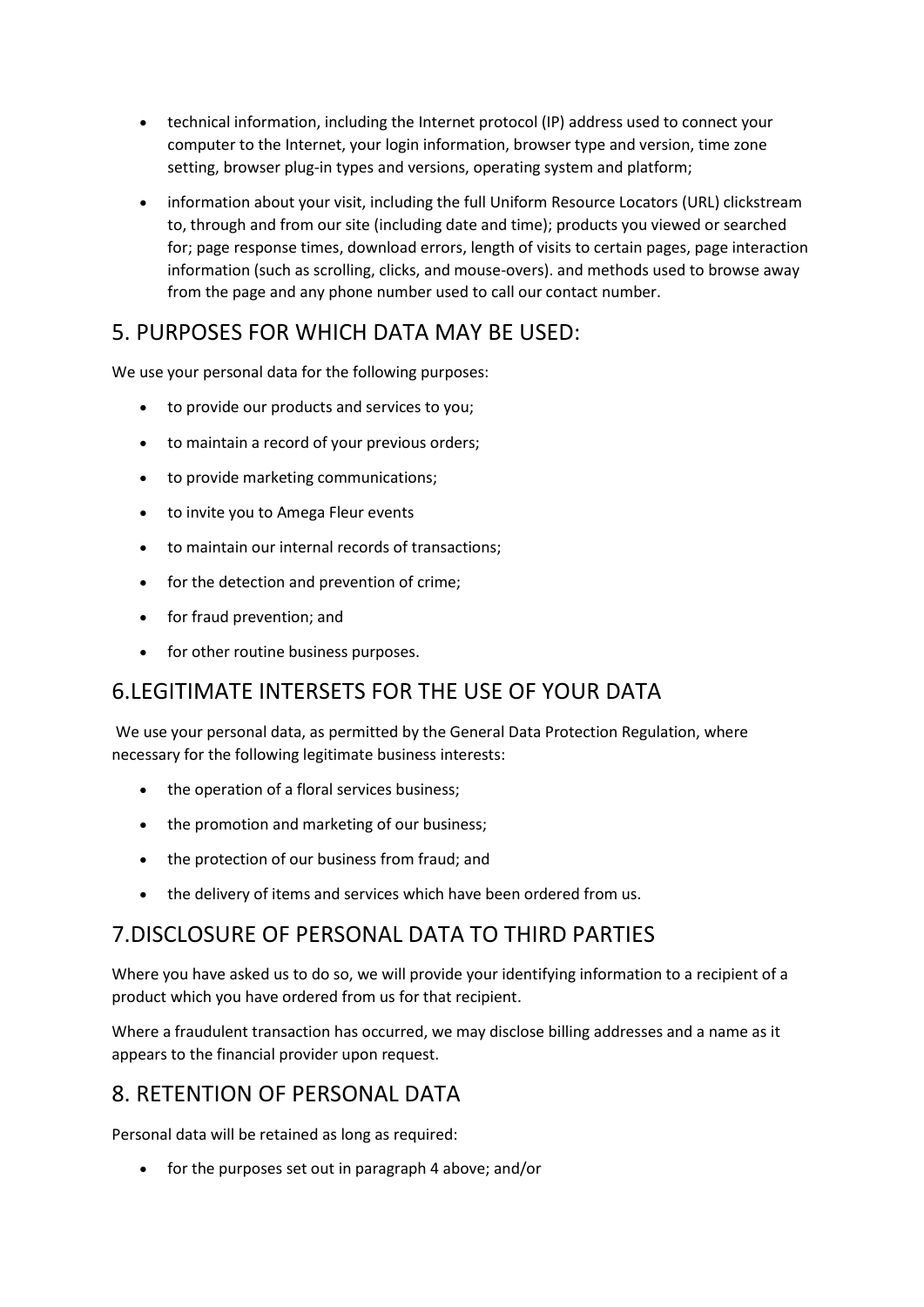- technical information, including the Internet protocol (IP) address used to connect your computer to the Internet, your login information, browser type and version, time zone setting, browser plug-in types and versions, operating system and platform;
- information about your visit, including the full Uniform Resource Locators (URL) clickstream to, through and from our site (including date and time); products you viewed or searched for; page response times, download errors, length of visits to certain pages, page interaction information (such as scrolling, clicks, and mouse-overs). and methods used to browse away from the page and any phone number used to call our contact number.

## 5. PURPOSES FOR WHICH DATA MAY BE USED:

We use your personal data for the following purposes:

- to provide our products and services to you;
- to maintain a record of your previous orders;
- to provide marketing communications;
- to invite you to Amega Fleur events
- to maintain our internal records of transactions;
- for the detection and prevention of crime;
- for fraud prevention; and
- for other routine business purposes.

## 6.LEGITIMATE INTERSETS FOR THE USE OF YOUR DATA

We use your personal data, as permitted by the General Data Protection Regulation, where necessary for the following legitimate business interests:

- the operation of a floral services business;
- the promotion and marketing of our business;
- the protection of our business from fraud; and
- the delivery of items and services which have been ordered from us.

## 7.DISCLOSURE OF PERSONAL DATA TO THIRD PARTIES

Where you have asked us to do so, we will provide your identifying information to a recipient of a product which you have ordered from us for that recipient.

Where a fraudulent transaction has occurred, we may disclose billing addresses and a name as it appears to the financial provider upon request.

## 8. RETENTION OF PERSONAL DATA

Personal data will be retained as long as required:

- for the purposes set out in paragraph 4 above; and/or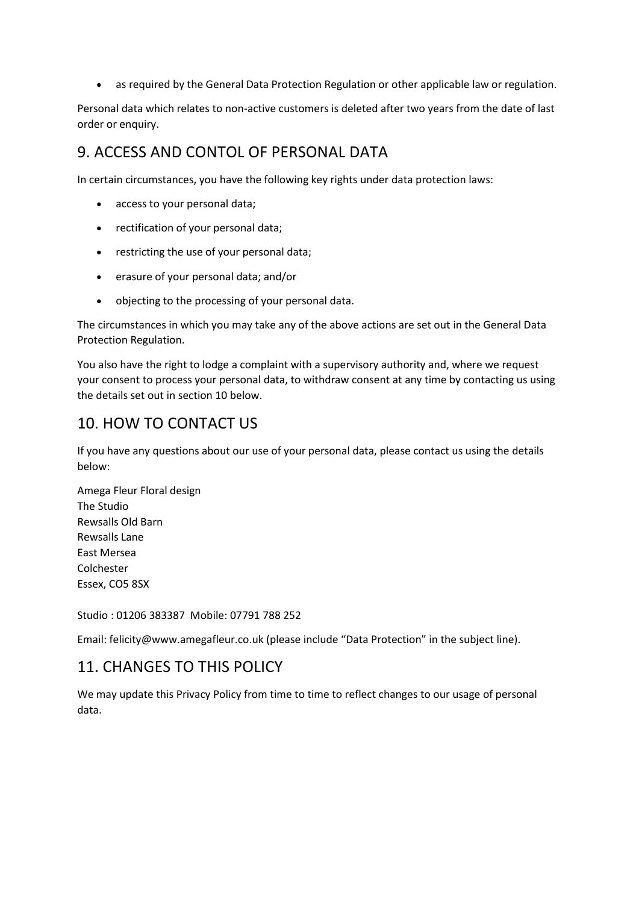- as required by the General Data Protection Regulation or other applicable law or regulation.

Personal data which relates to non-active customers is deleted after two years from the date of last order or enquiry.

## 9. ACCESS AND CONTOL OF PERSONAL DATA

In certain circumstances, you have the following key rights under data protection laws:

- access to your personal data;
- rectification of your personal data;
- restricting the use of your personal data;
- erasure of your personal data; and/or
- objecting to the processing of your personal data.

The circumstances in which you may take any of the above actions are set out in the General Data Protection Regulation.

You also have the right to lodge a complaint with a supervisory authority and, where we request your consent to process your personal data, to withdraw consent at any time by contacting us using the details set out in section 10 below.

## 10. HOW TO CONTACT US

If you have any questions about our use of your personal data, please contact us using the details below:

Amega Fleur Floral design
The Studio
Rewsalls Old Barn
Rewsalls Lane
East Mersea
Colchester
Essex, CO5 8SX

Studio : 01206 383387  Mobile: 07791 788 252

Email: felicity@www.amegafleur.co.uk (please include "Data Protection" in the subject line).

## 11. CHANGES TO THIS POLICY

We may update this Privacy Policy from time to time to reflect changes to our usage of personal data.